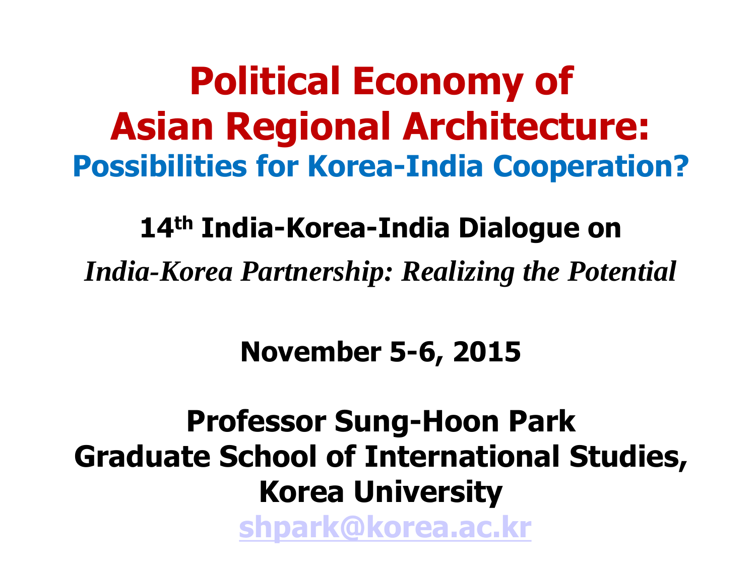# Political Economy of Asian Regional Architecture:

## Possibilities for Korea-India Cooperation?

**14th India-Korea-India Dialogue on**

*India-Korea Partnership: Realizing the Potential*

**November 5-6, 2015**

**Professor Sung-Hoon Park**
**Graduate School of International Studies, Korea University**

shpark@korea.ac.kr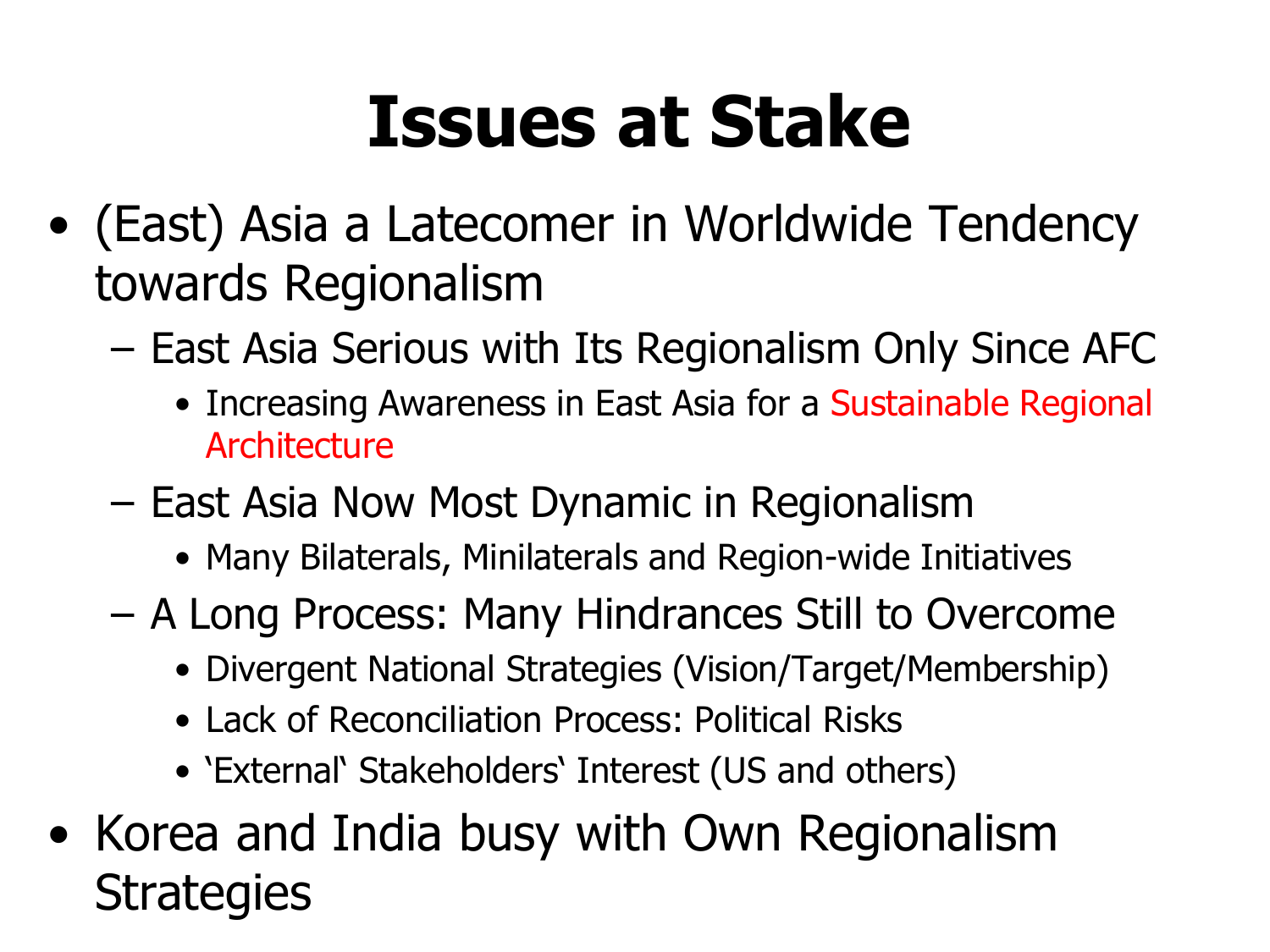# Issues at Stake

- (East) Asia a Latecomer in Worldwide Tendency towards Regionalism
  - East Asia Serious with Its Regionalism Only Since AFC
    - Increasing Awareness in East Asia for a Sustainable Regional Architecture
  - East Asia Now Most Dynamic in Regionalism
    - Many Bilaterals, Minilaterals and Region-wide Initiatives
  - A Long Process: Many Hindrances Still to Overcome
    - Divergent National Strategies (Vision/Target/Membership)
    - Lack of Reconciliation Process: Political Risks
    - 'External' Stakeholders' Interest (US and others)
- Korea and India busy with Own Regionalism Strategies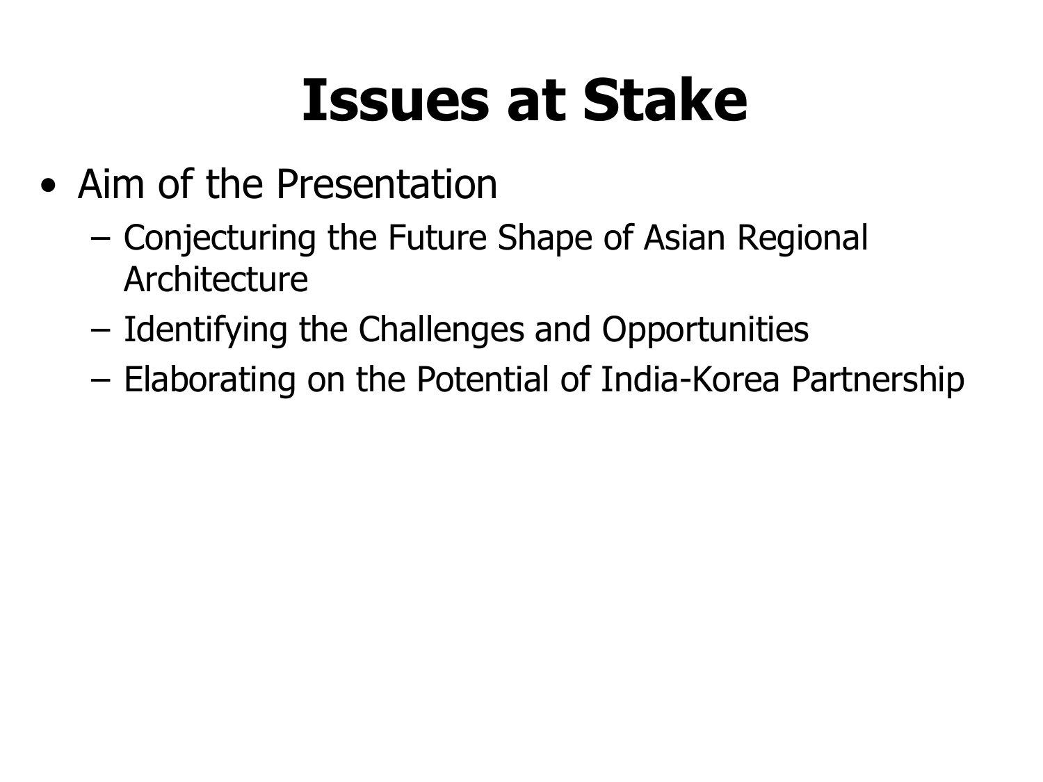# Issues at Stake

- Aim of the Presentation
  - Conjecturing the Future Shape of Asian Regional Architecture
  - Identifying the Challenges and Opportunities
  - Elaborating on the Potential of India-Korea Partnership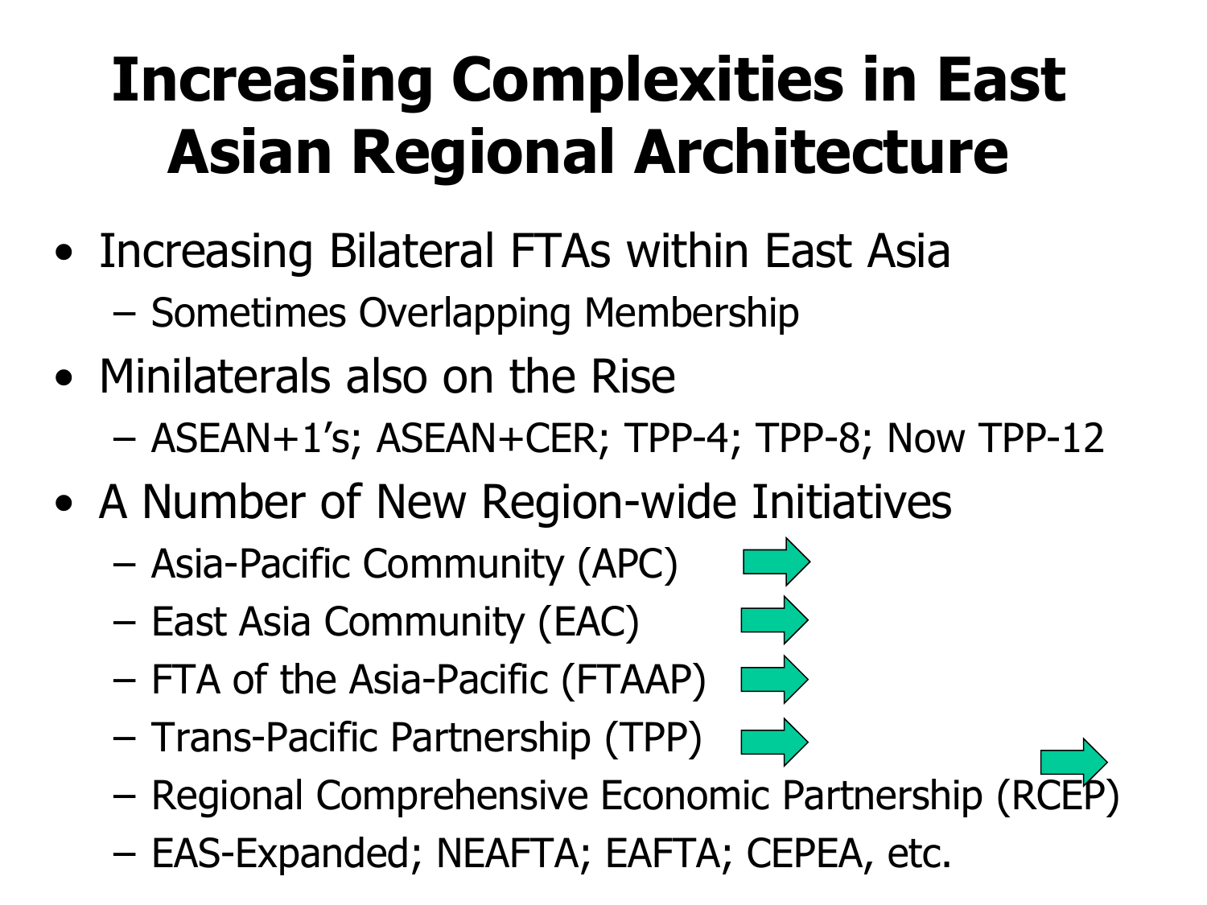# Increasing Complexities in East Asian Regional Architecture

- Increasing Bilateral FTAs within East Asia
  - Sometimes Overlapping Membership
- Minilaterals also on the Rise
  - ASEAN+1's; ASEAN+CER; TPP-4; TPP-8; Now TPP-12
- A Number of New Region-wide Initiatives
  - Asia-Pacific Community (APC)
  - East Asia Community (EAC)
  - FTA of the Asia-Pacific (FTAAP)
  - Trans-Pacific Partnership (TPP)
  - Regional Comprehensive Economic Partnership (RCEP)
  - EAS-Expanded; NEAFTA; EAFTA; CEPEA, etc.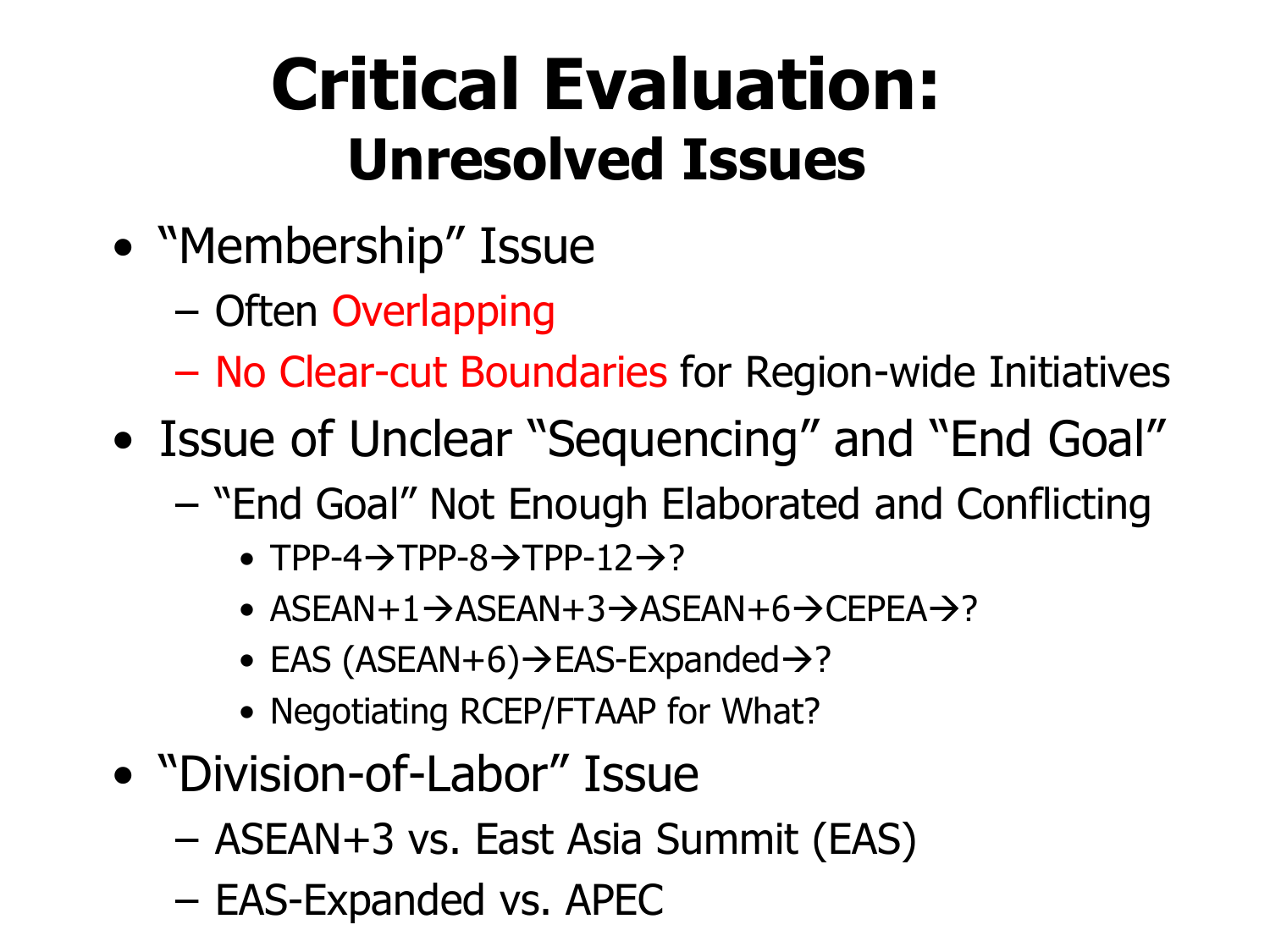# Critical Evaluation:
## Unresolved Issues

- "Membership" Issue
  - Often Overlapping
  - No Clear-cut Boundaries for Region-wide Initiatives
- Issue of Unclear "Sequencing" and "End Goal"
  - "End Goal" Not Enough Elaborated and Conflicting
    - TPP-4→TPP-8→TPP-12→?
    - ASEAN+1→ASEAN+3→ASEAN+6→CEPEA→?
    - EAS (ASEAN+6)→EAS-Expanded→?
    - Negotiating RCEP/FTAAP for What?
- "Division-of-Labor" Issue
  - ASEAN+3 vs. East Asia Summit (EAS)
  - EAS-Expanded vs. APEC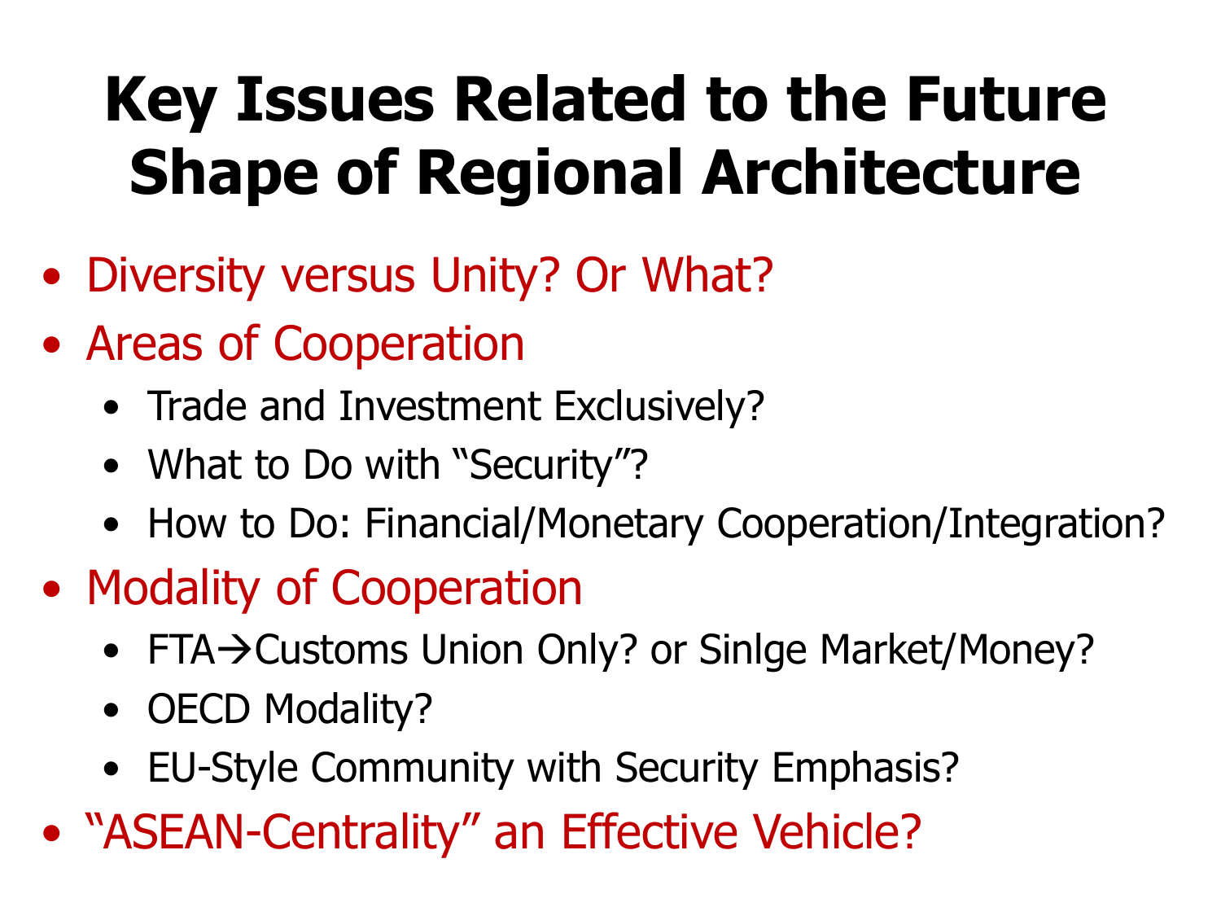# Key Issues Related to the Future Shape of Regional Architecture

- Diversity versus Unity? Or What?
- Areas of Cooperation
  - Trade and Investment Exclusively?
  - What to Do with "Security"?
  - How to Do: Financial/Monetary Cooperation/Integration?
- Modality of Cooperation
  - FTA→Customs Union Only? or Sinlge Market/Money?
  - OECD Modality?
  - EU-Style Community with Security Emphasis?
- "ASEAN-Centrality" an Effective Vehicle?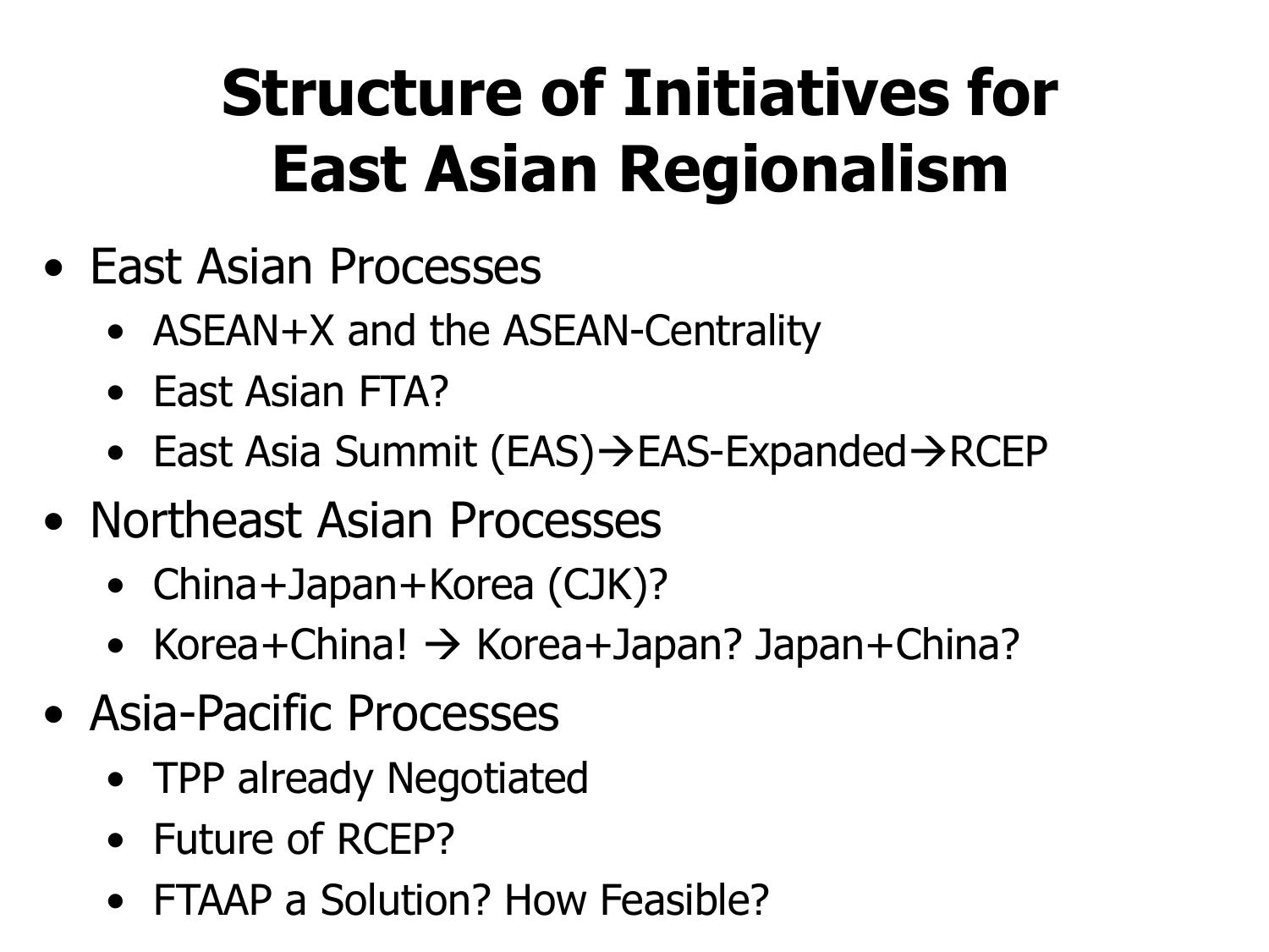# Structure of Initiatives for East Asian Regionalism

- East Asian Processes
  - ASEAN+X and the ASEAN-Centrality
  - East Asian FTA?
  - East Asia Summit (EAS)→EAS-Expanded→RCEP
- Northeast Asian Processes
  - China+Japan+Korea (CJK)?
  - Korea+China! → Korea+Japan? Japan+China?
- Asia-Pacific Processes
  - TPP already Negotiated
  - Future of RCEP?
  - FTAAP a Solution? How Feasible?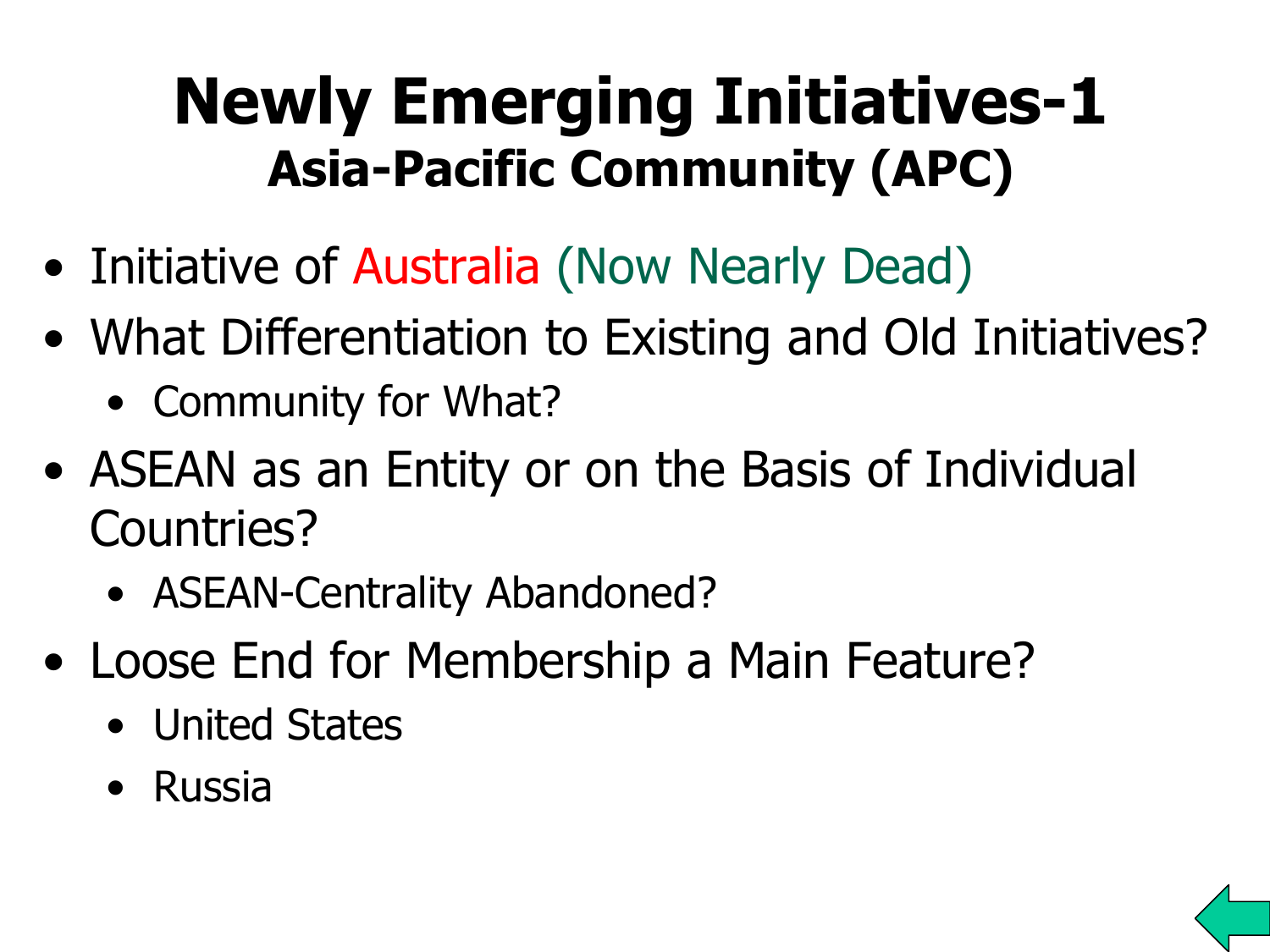# Newly Emerging Initiatives-1

## Asia-Pacific Community (APC)

- Initiative of Australia (Now Nearly Dead)
- What Differentiation to Existing and Old Initiatives?
  - Community for What?
- ASEAN as an Entity or on the Basis of Individual Countries?
  - ASEAN-Centrality Abandoned?
- Loose End for Membership a Main Feature?
  - United States
  - Russia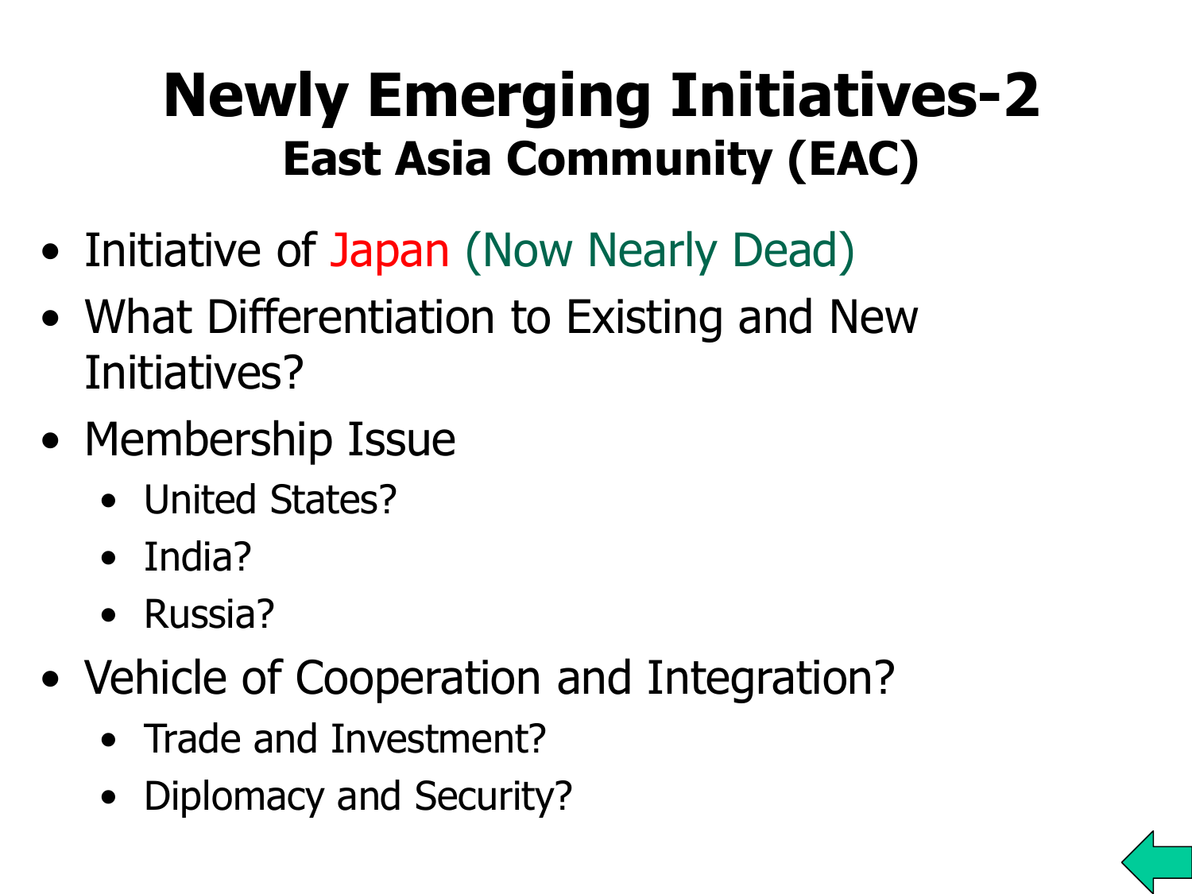# Newly Emerging Initiatives-2

## East Asia Community (EAC)

- Initiative of Japan (Now Nearly Dead)
- What Differentiation to Existing and New Initiatives?
- Membership Issue
  - United States?
  - India?
  - Russia?
- Vehicle of Cooperation and Integration?
  - Trade and Investment?
  - Diplomacy and Security?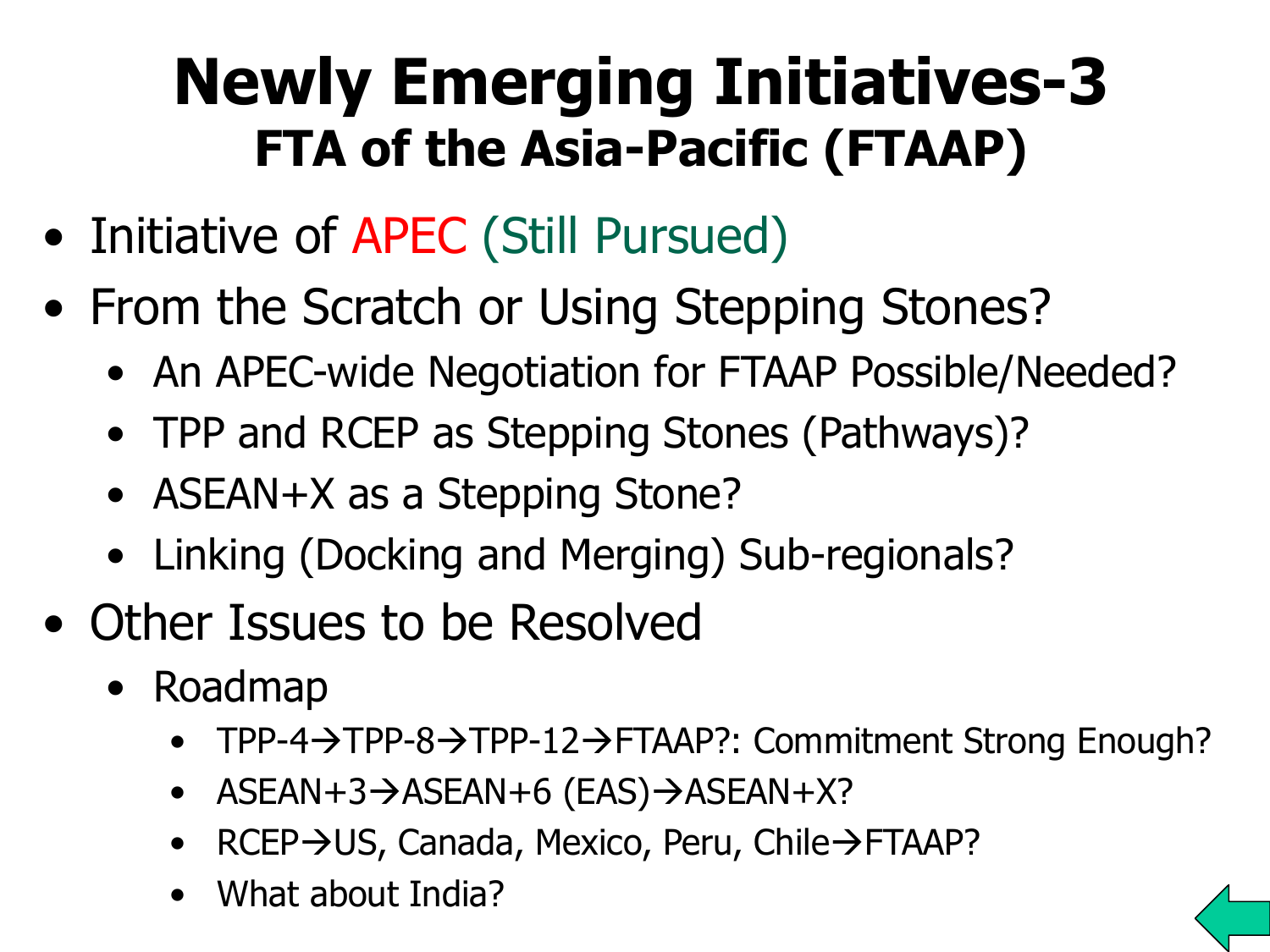# Newly Emerging Initiatives-3
## FTA of the Asia-Pacific (FTAAP)

- Initiative of APEC (Still Pursued)
- From the Scratch or Using Stepping Stones?
  - An APEC-wide Negotiation for FTAAP Possible/Needed?
  - TPP and RCEP as Stepping Stones (Pathways)?
  - ASEAN+X as a Stepping Stone?
  - Linking (Docking and Merging) Sub-regionals?
- Other Issues to be Resolved
  - Roadmap
    - TPP-4→TPP-8→TPP-12→FTAAP?: Commitment Strong Enough?
    - ASEAN+3→ASEAN+6 (EAS)→ASEAN+X?
    - RCEP→US, Canada, Mexico, Peru, Chile→FTAAP?
    - What about India?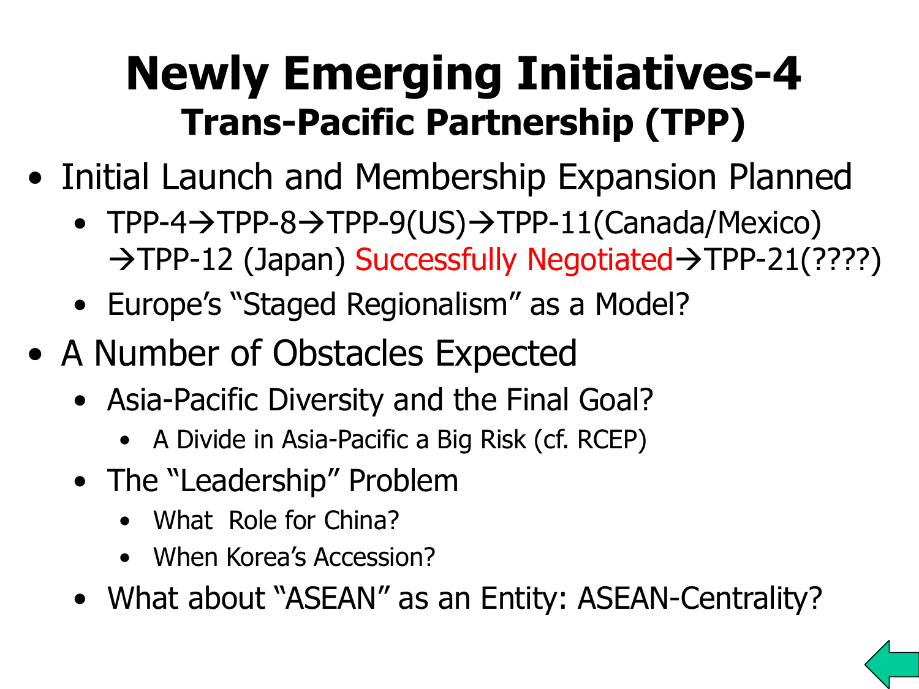# Newly Emerging Initiatives-4

## Trans-Pacific Partnership (TPP)

- Initial Launch and Membership Expansion Planned
  - TPP-4→TPP-8→TPP-9(US)→TPP-11(Canada/Mexico) →TPP-12 (Japan) Successfully Negotiated→TPP-21(????)
  - Europe's "Staged Regionalism" as a Model?
- A Number of Obstacles Expected
  - Asia-Pacific Diversity and the Final Goal?
    - A Divide in Asia-Pacific a Big Risk (cf. RCEP)
  - The "Leadership" Problem
    - What Role for China?
    - When Korea's Accession?
  - What about "ASEAN" as an Entity: ASEAN-Centrality?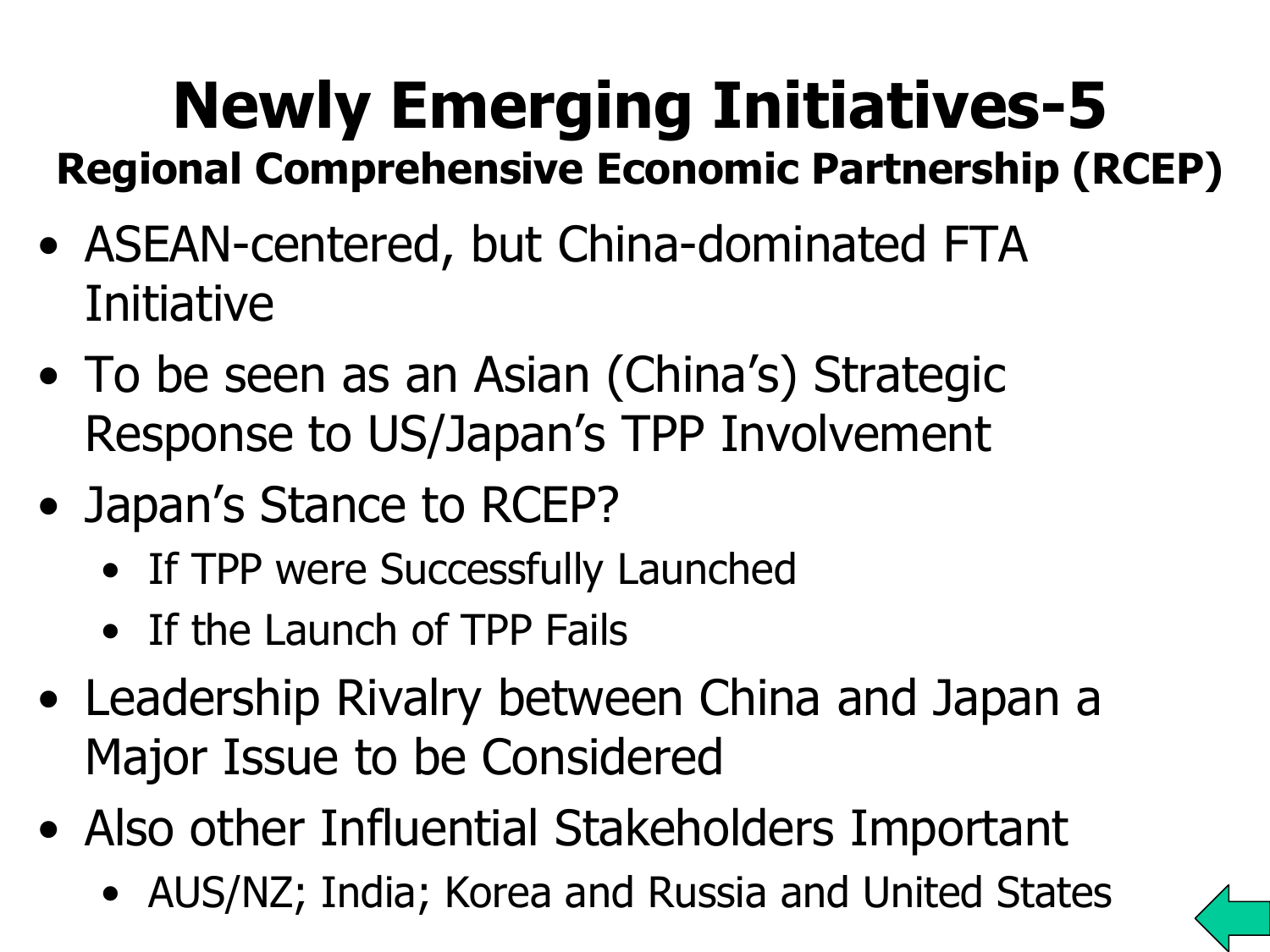# Newly Emerging Initiatives-5

## Regional Comprehensive Economic Partnership (RCEP)

- ASEAN-centered, but China-dominated FTA Initiative
- To be seen as an Asian (China's) Strategic Response to US/Japan's TPP Involvement
- Japan's Stance to RCEP?
  - If TPP were Successfully Launched
  - If the Launch of TPP Fails
- Leadership Rivalry between China and Japan a Major Issue to be Considered
- Also other Influential Stakeholders Important
  - AUS/NZ; India; Korea and Russia and United States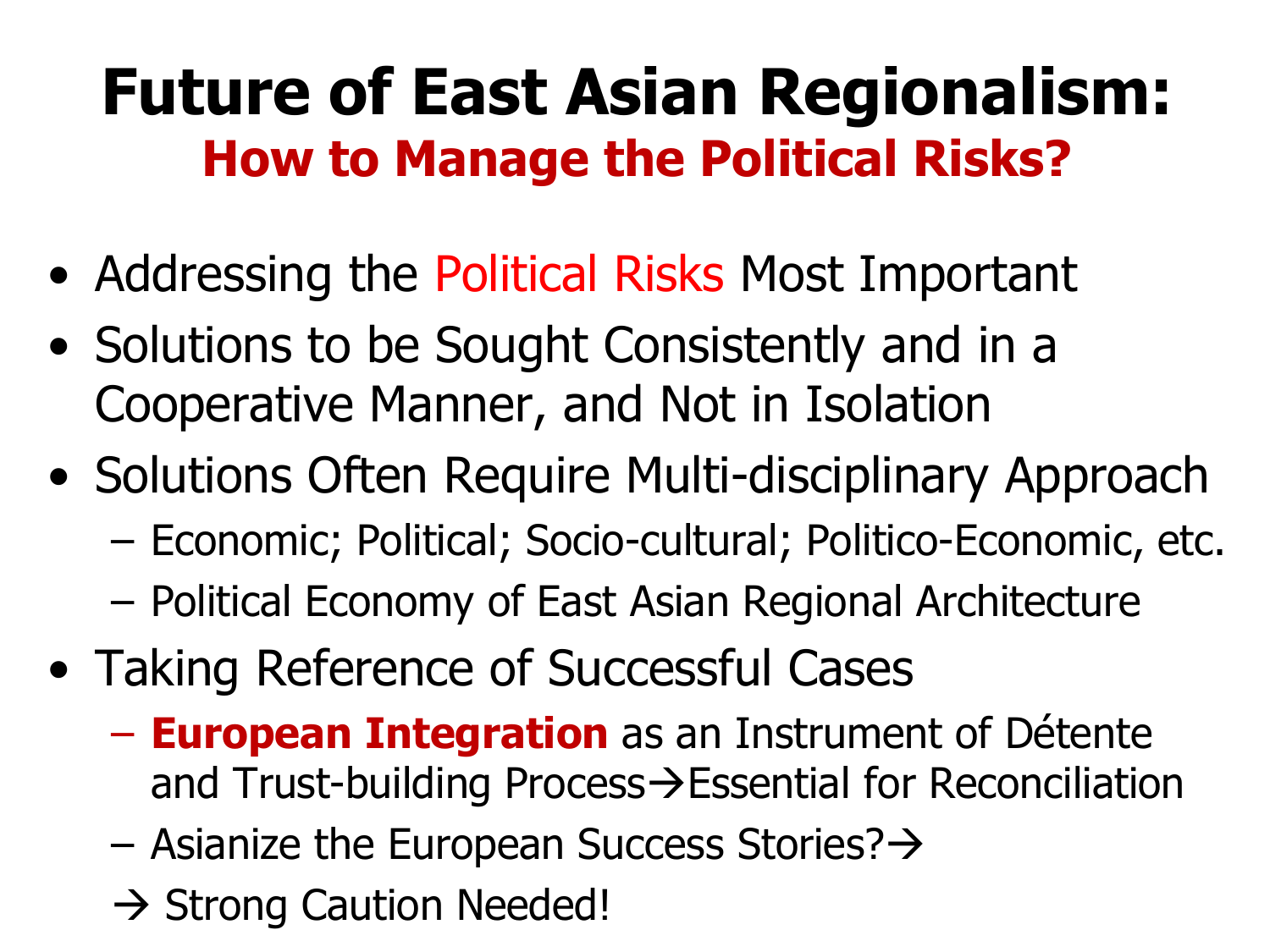# Future of East Asian Regionalism:

## How to Manage the Political Risks?

- Addressing the Political Risks Most Important
- Solutions to be Sought Consistently and in a Cooperative Manner, and Not in Isolation
- Solutions Often Require Multi-disciplinary Approach
  - Economic; Political; Socio-cultural; Politico-Economic, etc.
  - Political Economy of East Asian Regional Architecture
- Taking Reference of Successful Cases
  - **European Integration** as an Instrument of Détente and Trust-building Process→Essential for Reconciliation
  - Asianize the European Success Stories?→
  
  → Strong Caution Needed!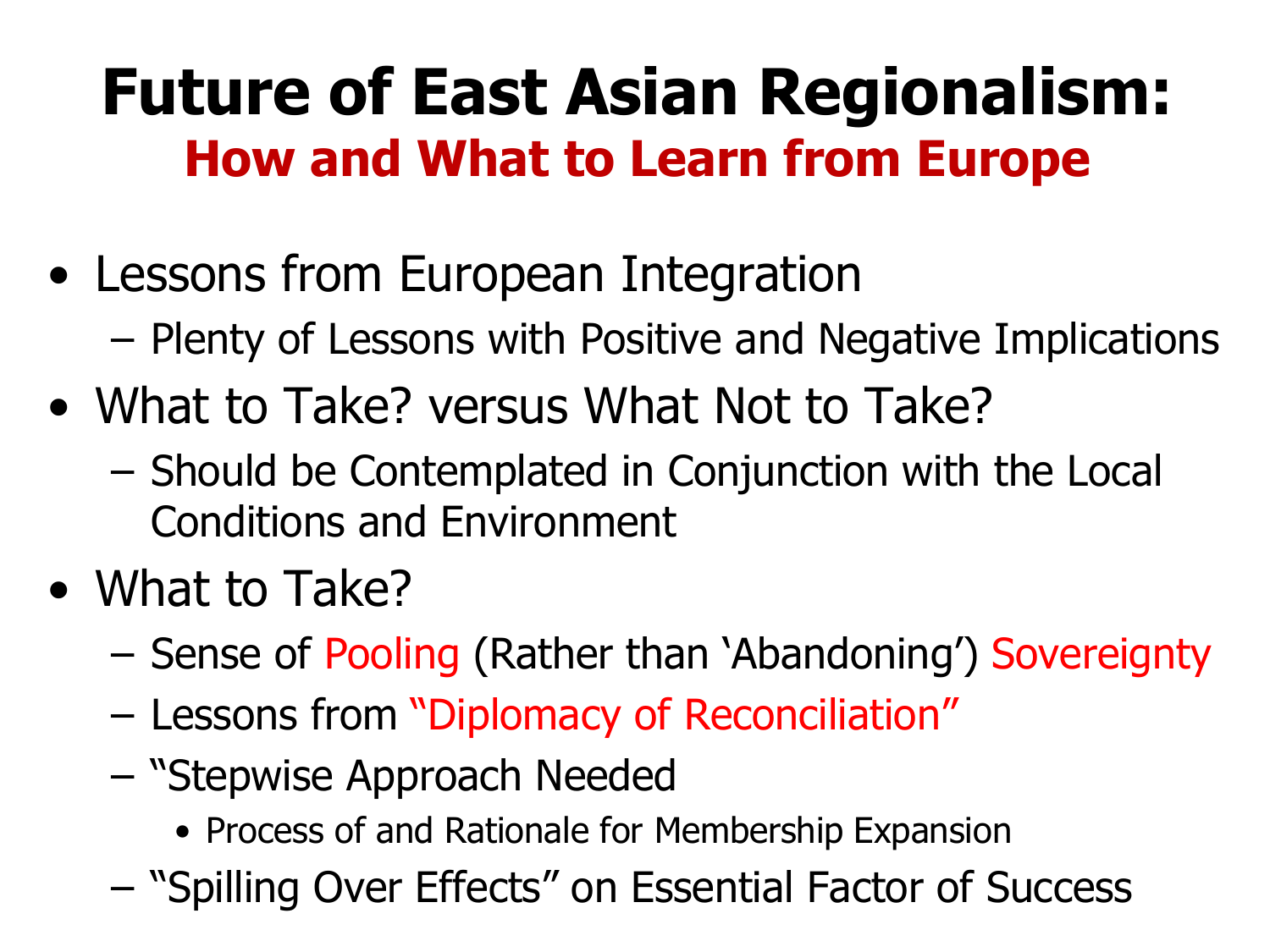# Future of East Asian Regionalism:
## How and What to Learn from Europe

- Lessons from European Integration
  - Plenty of Lessons with Positive and Negative Implications
- What to Take? versus What Not to Take?
  - Should be Contemplated in Conjunction with the Local Conditions and Environment
- What to Take?
  - Sense of Pooling (Rather than 'Abandoning') Sovereignty
  - Lessons from "Diplomacy of Reconciliation"
  - "Stepwise Approach Needed
    - Process of and Rationale for Membership Expansion
  - "Spilling Over Effects" on Essential Factor of Success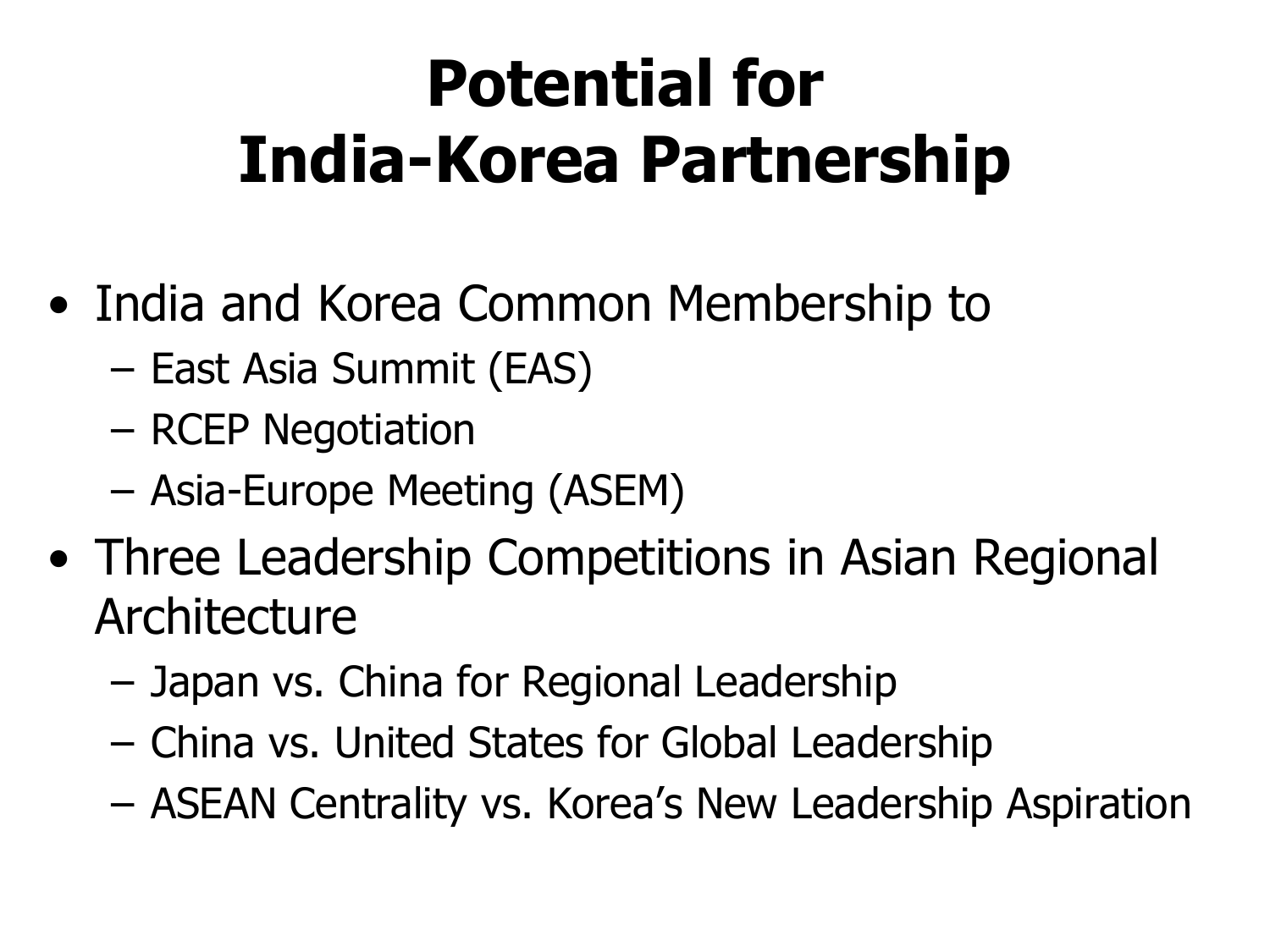# Potential for India-Korea Partnership

- India and Korea Common Membership to
  - East Asia Summit (EAS)
  - RCEP Negotiation
  - Asia-Europe Meeting (ASEM)
- Three Leadership Competitions in Asian Regional Architecture
  - Japan vs. China for Regional Leadership
  - China vs. United States for Global Leadership
  - ASEAN Centrality vs. Korea's New Leadership Aspiration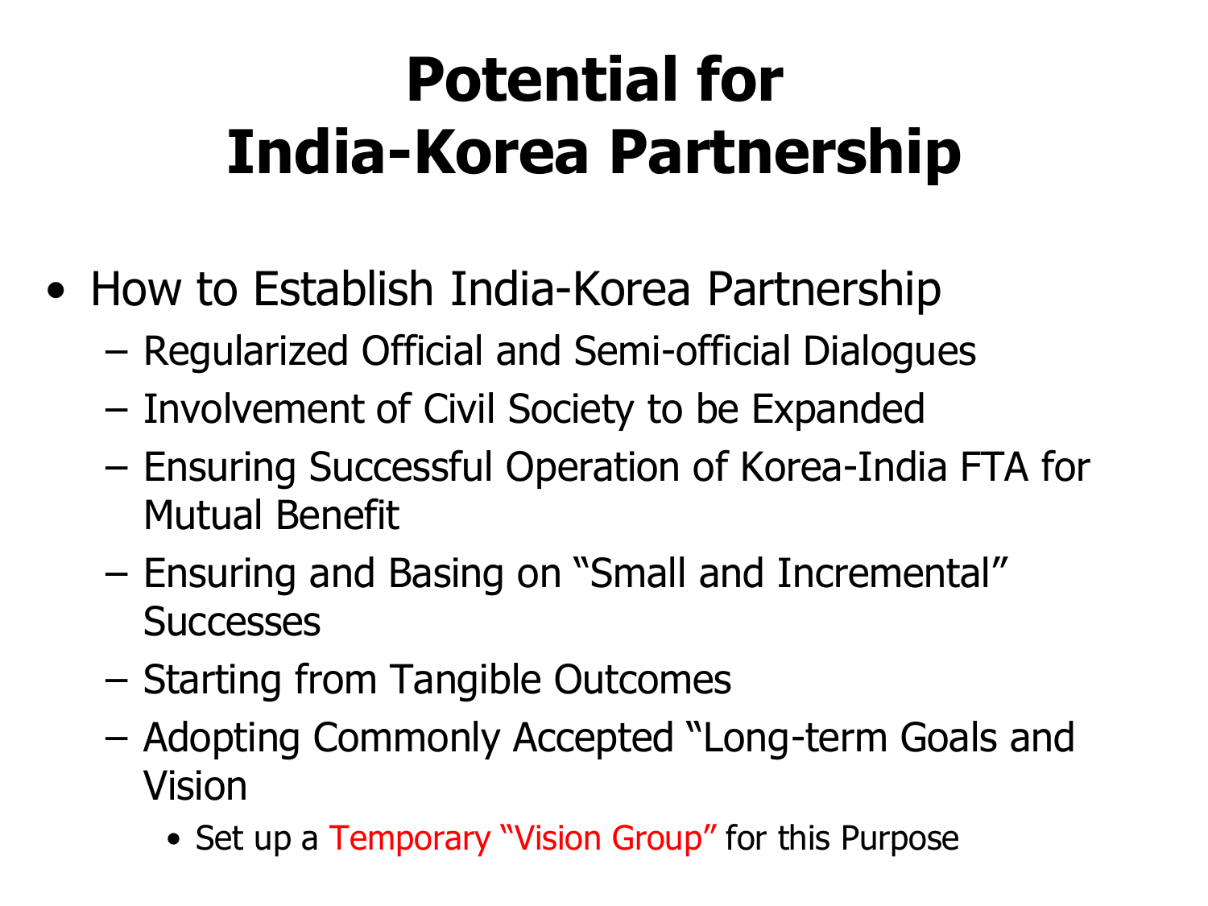# Potential for India-Korea Partnership

- How to Establish India-Korea Partnership
  - Regularized Official and Semi-official Dialogues
  - Involvement of Civil Society to be Expanded
  - Ensuring Successful Operation of Korea-India FTA for Mutual Benefit
  - Ensuring and Basing on "Small and Incremental" Successes
  - Starting from Tangible Outcomes
  - Adopting Commonly Accepted "Long-term Goals and Vision
    - Set up a Temporary "Vision Group" for this Purpose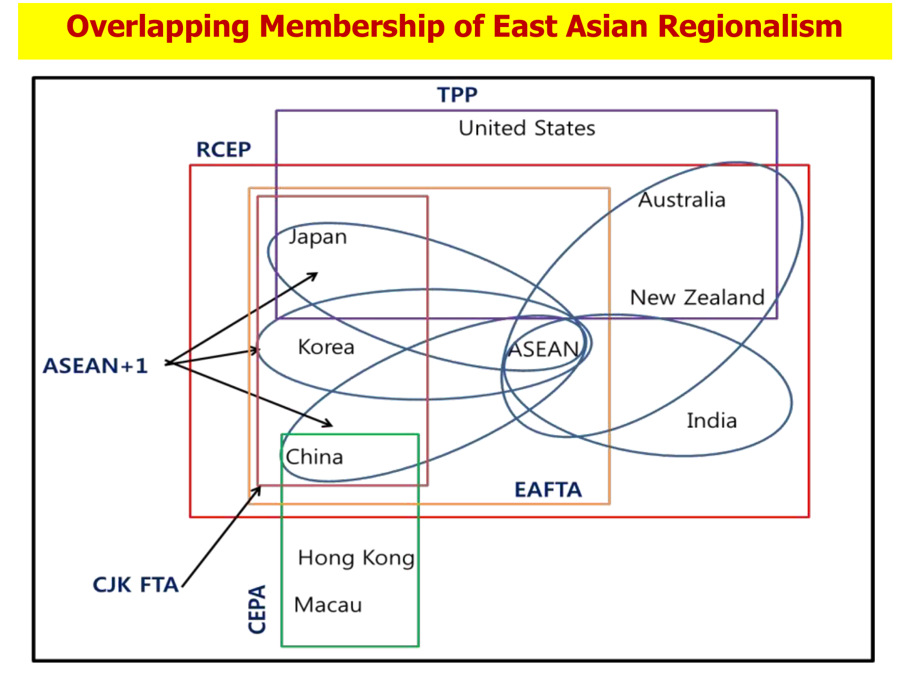# Overlapping Membership of East Asian Regionalism

TPP

United States

RCEP

Australia

Japan

New Zealand

ASEAN+1

Korea

ASEAN

India

China

EAFTA

CJK FTA

Hong Kong

CEPA

Macau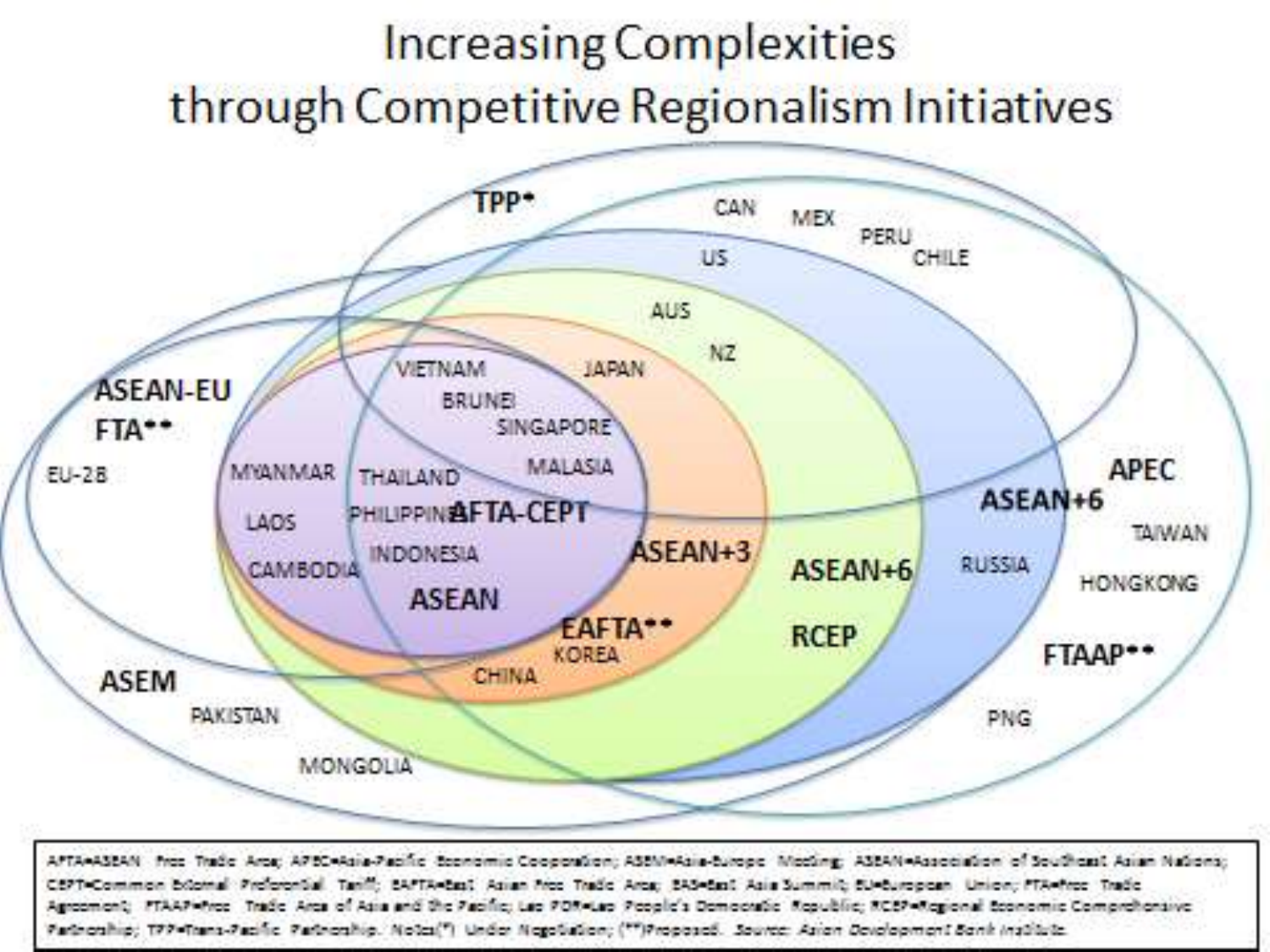# Increasing Complexities through Competitive Regionalism Initiatives

TPP*

CAN MEX PERU CHILE

US

AUS

NZ

VIETNAM JAPAN

BRUNEI

SINGAPORE

ASEAN-EU FTA**

EU-28

MYANMAR THAILAND MALASIA

LAOS PHILIPPINES AFTA-CEPT

CAMBODIA INDONESIA

ASEAN

ASEAN+3

EAFTA**

KOREA

CHINA

ASEAN+6

RCEP

ASEAN+6

APEC

TAIWAN

RUSSIA

HONGKONG

FTAAP**

ASEM

PAKISTAN

MONGOLIA

PNG

AFTA=ASEAN Free Trade Area; APEC=Asia-Pacific Economic Cooperation; ASEM=Asia-Europe Meeting; ASEAN=Association of Southeast Asian Nations; CEPT=Common External Preferential Tariff; EAFTA=East Asian Free Trade Area; EAS=East Asia Summit; EU=European Union; FTA=Free Trade Agreement; FTAAP=Free Trade Area of Asia and the Pacific; Lao PDR=Lao People's Democratic Republic; RCEP=Regional Economic Comprehensive Partnership; TPP=Trans-Pacific Partnership. Notes(*) Under Negotiation; (**)Proposed. *Source: Asian Development Bank Institute.*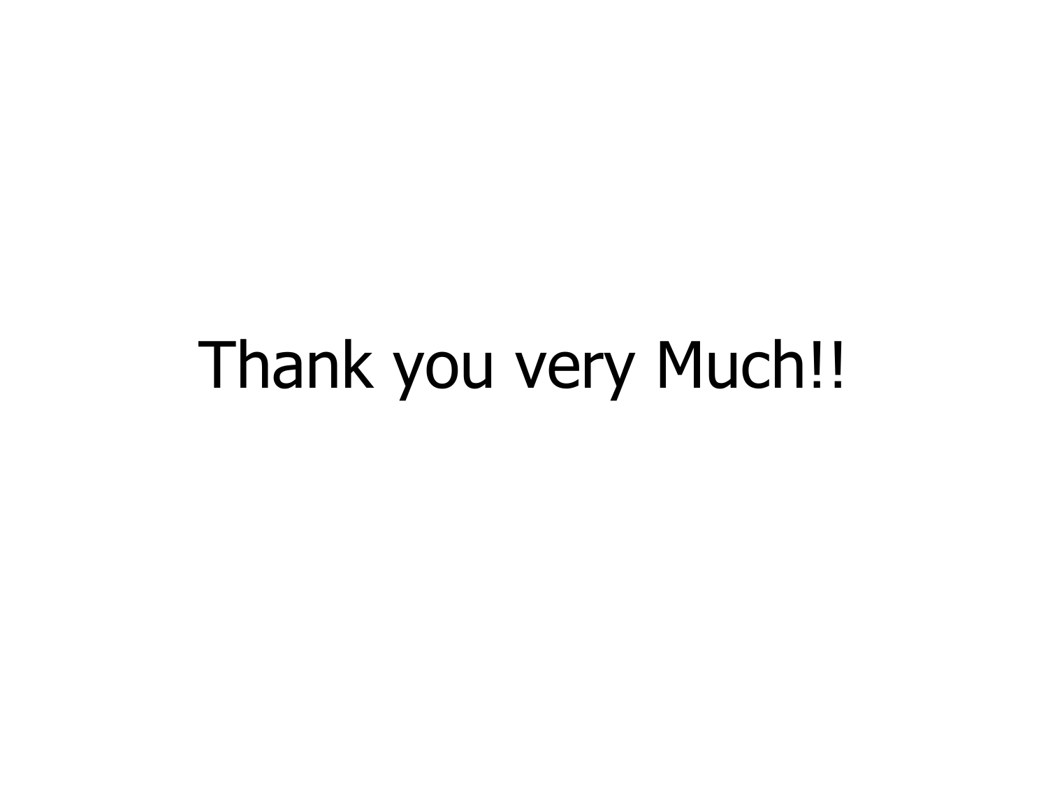Thank you very Much!!